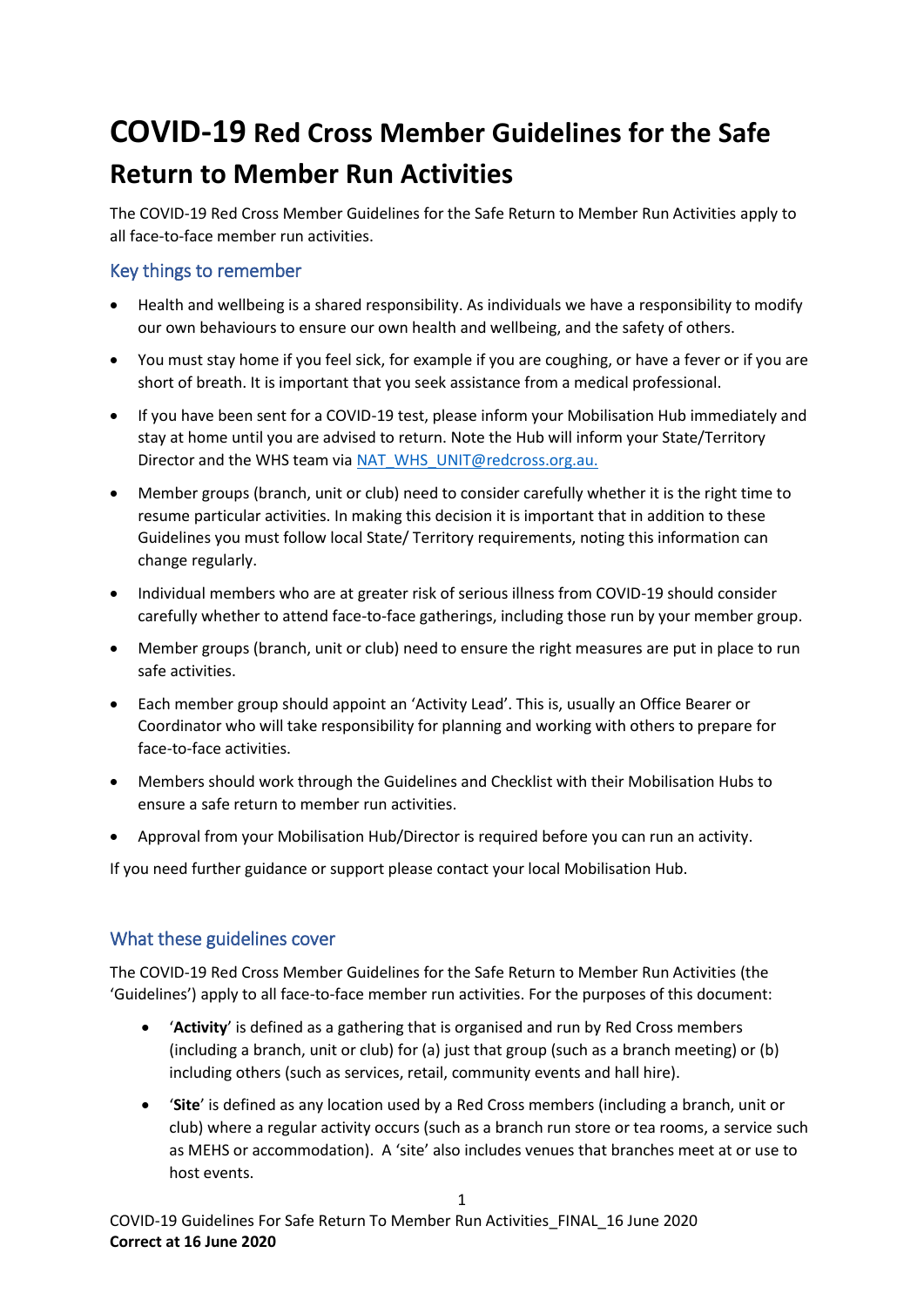# COVID-19 Red Cross Member Guidelines for the Safe Return to Member Run Activities

The COVID-19 Red Cross Member Guidelines for the Safe Return to Member Run Activities apply to all face-to-face member run activities.

## Key things to remember

- Health and wellbeing is a shared responsibility. As individuals we have a responsibility to modify our own behaviours to ensure our own health and wellbeing, and the safety of others.
- You must stay home if you feel sick, for example if you are coughing, or have a fever or if you are short of breath. It is important that you seek assistance from a medical professional.
- If you have been sent for a COVID-19 test, please inform your Mobilisation Hub immediately and stay at home until you are advised to return. Note the Hub will inform your State/Territory Director and the WHS team via NAT_WHS_UNIT@redcross.org.au.
- Member groups (branch, unit or club) need to consider carefully whether it is the right time to resume particular activities. In making this decision it is important that in addition to these Guidelines you must follow local State/ Territory requirements, noting this information can change regularly.
- Individual members who are at greater risk of serious illness from COVID-19 should consider carefully whether to attend face-to-face gatherings, including those run by your member group.
- Member groups (branch, unit or club) need to ensure the right measures are put in place to run safe activities.
- Each member group should appoint an 'Activity Lead'. This is, usually an Office Bearer or Coordinator who will take responsibility for planning and working with others to prepare for face-to-face activities.
- Members should work through the Guidelines and Checklist with their Mobilisation Hubs to ensure a safe return to member run activities.
- Approval from your Mobilisation Hub/Director is required before you can run an activity.

If you need further guidance or support please contact your local Mobilisation Hub.

## What these guidelines cover

The COVID-19 Red Cross Member Guidelines for the Safe Return to Member Run Activities (the 'Guidelines') apply to all face-to-face member run activities. For the purposes of this document:

- '**Activity**' is defined as a gathering that is organised and run by Red Cross members (including a branch, unit or club) for (a) just that group (such as a branch meeting) or (b) including others (such as services, retail, community events and hall hire).
- '**Site**' is defined as any location used by a Red Cross members (including a branch, unit or club) where a regular activity occurs (such as a branch run store or tea rooms, a service such as MEHS or accommodation). A 'site' also includes venues that branches meet at or use to host events.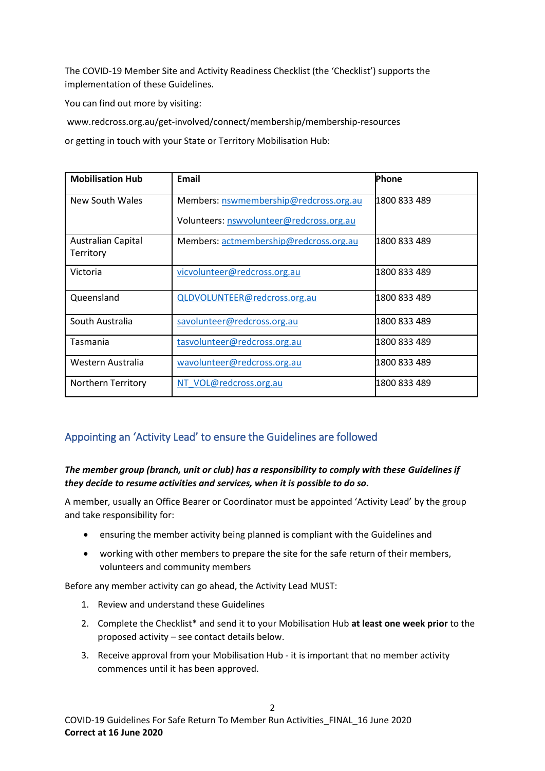The COVID-19 Member Site and Activity Readiness Checklist (the 'Checklist') supports the implementation of these Guidelines.

You can find out more by visiting:

www.redcross.org.au/get-involved/connect/membership/membership-resources

or getting in touch with your State or Territory Mobilisation Hub:

| Mobilisation Hub | Email | Phone |
|---|---|---|
| New South Wales | Members: nswmembership@redcross.org.au<br>Volunteers: nswvolunteer@redcross.org.au | 1800 833 489 |
| Australian Capital Territory | Members: actmembership@redcross.org.au | 1800 833 489 |
| Victoria | vicvolunteer@redcross.org.au | 1800 833 489 |
| Queensland | QLDVOLUNTEER@redcross.org.au | 1800 833 489 |
| South Australia | savolunteer@redcross.org.au | 1800 833 489 |
| Tasmania | tasvolunteer@redcross.org.au | 1800 833 489 |
| Western Australia | wavolunteer@redcross.org.au | 1800 833 489 |
| Northern Territory | NT_VOL@redcross.org.au | 1800 833 489 |

## Appointing an 'Activity Lead' to ensure the Guidelines are followed

***The member group (branch, unit or club) has a responsibility to comply with these Guidelines if they decide to resume activities and services, when it is possible to do so.***

A member, usually an Office Bearer or Coordinator must be appointed 'Activity Lead' by the group and take responsibility for:

- ensuring the member activity being planned is compliant with the Guidelines and
- working with other members to prepare the site for the safe return of their members, volunteers and community members

Before any member activity can go ahead, the Activity Lead MUST:

1. Review and understand these Guidelines
2. Complete the Checklist* and send it to your Mobilisation Hub **at least one week prior** to the proposed activity – see contact details below.
3. Receive approval from your Mobilisation Hub - it is important that no member activity commences until it has been approved.

COVID-19 Guidelines For Safe Return To Member Run Activities_FINAL_16 June 2020
**Correct at 16 June 2020**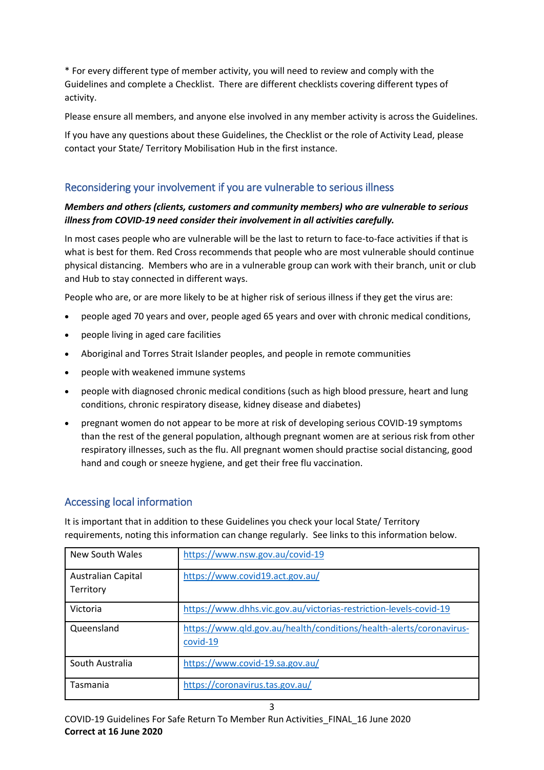* For every different type of member activity, you will need to review and comply with the Guidelines and complete a Checklist. There are different checklists covering different types of activity.

Please ensure all members, and anyone else involved in any member activity is across the Guidelines.

If you have any questions about these Guidelines, the Checklist or the role of Activity Lead, please contact your State/ Territory Mobilisation Hub in the first instance.

## Reconsidering your involvement if you are vulnerable to serious illness

***Members and others (clients, customers and community members) who are vulnerable to serious illness from COVID-19 need consider their involvement in all activities carefully.***

In most cases people who are vulnerable will be the last to return to face-to-face activities if that is what is best for them. Red Cross recommends that people who are most vulnerable should continue physical distancing. Members who are in a vulnerable group can work with their branch, unit or club and Hub to stay connected in different ways.

People who are, or are more likely to be at higher risk of serious illness if they get the virus are:

- people aged 70 years and over, people aged 65 years and over with chronic medical conditions,
- people living in aged care facilities
- Aboriginal and Torres Strait Islander peoples, and people in remote communities
- people with weakened immune systems
- people with diagnosed chronic medical conditions (such as high blood pressure, heart and lung conditions, chronic respiratory disease, kidney disease and diabetes)
- pregnant women do not appear to be more at risk of developing serious COVID-19 symptoms than the rest of the general population, although pregnant women are at serious risk from other respiratory illnesses, such as the flu. All pregnant women should practise social distancing, good hand and cough or sneeze hygiene, and get their free flu vaccination.

## Accessing local information

It is important that in addition to these Guidelines you check your local State/ Territory requirements, noting this information can change regularly. See links to this information below.

| | |
|---|---|
| New South Wales | https://www.nsw.gov.au/covid-19 |
| Australian Capital Territory | https://www.covid19.act.gov.au/ |
| Victoria | https://www.dhhs.vic.gov.au/victorias-restriction-levels-covid-19 |
| Queensland | https://www.qld.gov.au/health/conditions/health-alerts/coronavirus-covid-19 |
| South Australia | https://www.covid-19.sa.gov.au/ |
| Tasmania | https://coronavirus.tas.gov.au/ |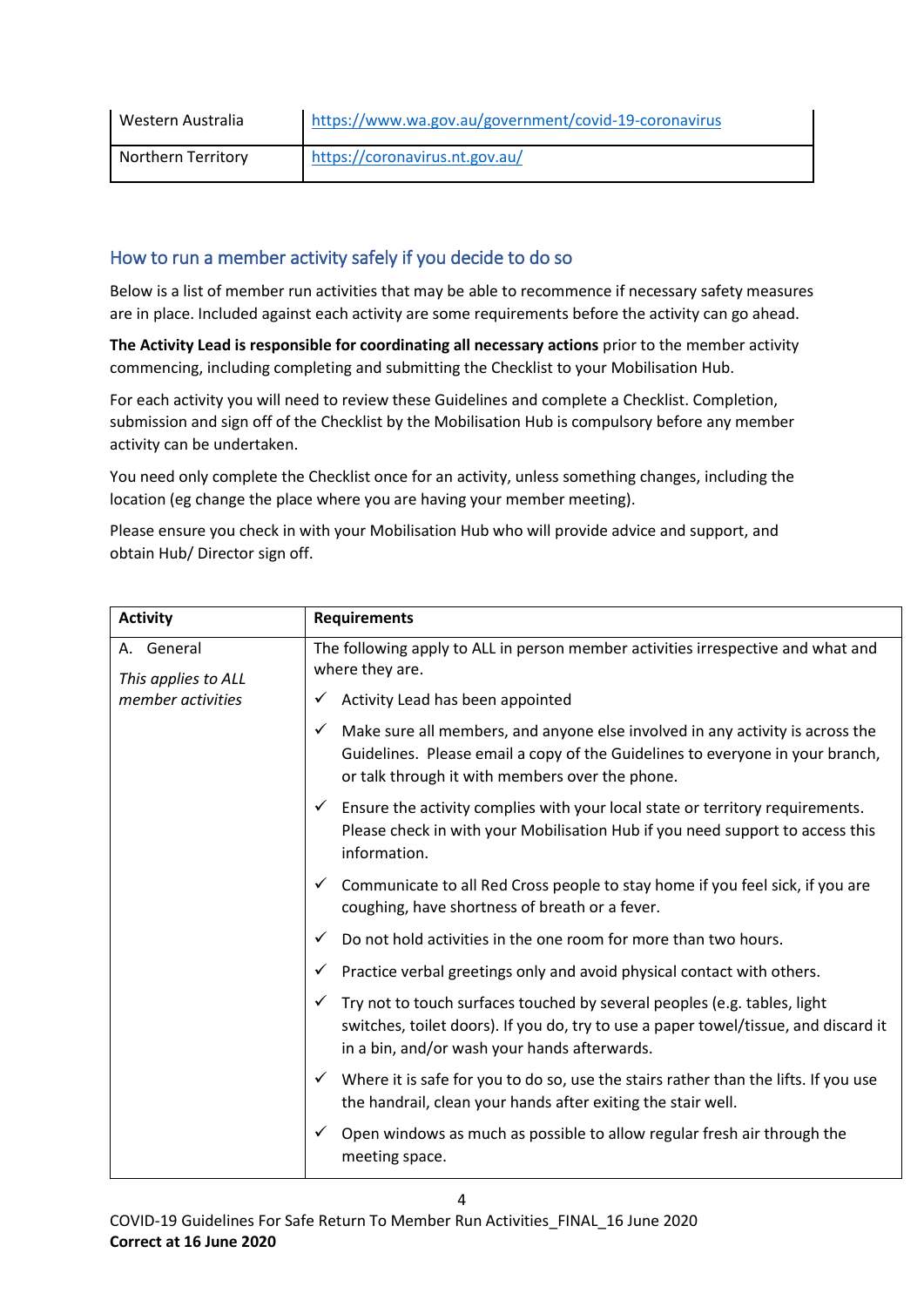| Western Australia | https://www.wa.gov.au/government/covid-19-coronavirus |
|---|---|
| Northern Territory | https://coronavirus.nt.gov.au/ |

## How to run a member activity safely if you decide to do so

Below is a list of member run activities that may be able to recommence if necessary safety measures are in place. Included against each activity are some requirements before the activity can go ahead.

**The Activity Lead is responsible for coordinating all necessary actions** prior to the member activity commencing, including completing and submitting the Checklist to your Mobilisation Hub.

For each activity you will need to review these Guidelines and complete a Checklist. Completion, submission and sign off of the Checklist by the Mobilisation Hub is compulsory before any member activity can be undertaken.

You need only complete the Checklist once for an activity, unless something changes, including the location (eg change the place where you are having your member meeting).

Please ensure you check in with your Mobilisation Hub who will provide advice and support, and obtain Hub/ Director sign off.

| Activity | Requirements |
|---|---|
| A. General<br><br>*This applies to ALL member activities* | The following apply to ALL in person member activities irrespective and what and where they are.<br><br>✓ Activity Lead has been appointed<br><br>✓ Make sure all members, and anyone else involved in any activity is across the Guidelines. Please email a copy of the Guidelines to everyone in your branch, or talk through it with members over the phone.<br><br>✓ Ensure the activity complies with your local state or territory requirements. Please check in with your Mobilisation Hub if you need support to access this information.<br><br>✓ Communicate to all Red Cross people to stay home if you feel sick, if you are coughing, have shortness of breath or a fever.<br><br>✓ Do not hold activities in the one room for more than two hours.<br><br>✓ Practice verbal greetings only and avoid physical contact with others.<br><br>✓ Try not to touch surfaces touched by several peoples (e.g. tables, light switches, toilet doors). If you do, try to use a paper towel/tissue, and discard it in a bin, and/or wash your hands afterwards.<br><br>✓ Where it is safe for you to do so, use the stairs rather than the lifts. If you use the handrail, clean your hands after exiting the stair well.<br><br>✓ Open windows as much as possible to allow regular fresh air through the meeting space. |

COVID-19 Guidelines For Safe Return To Member Run Activities_FINAL_16 June 2020
**Correct at 16 June 2020**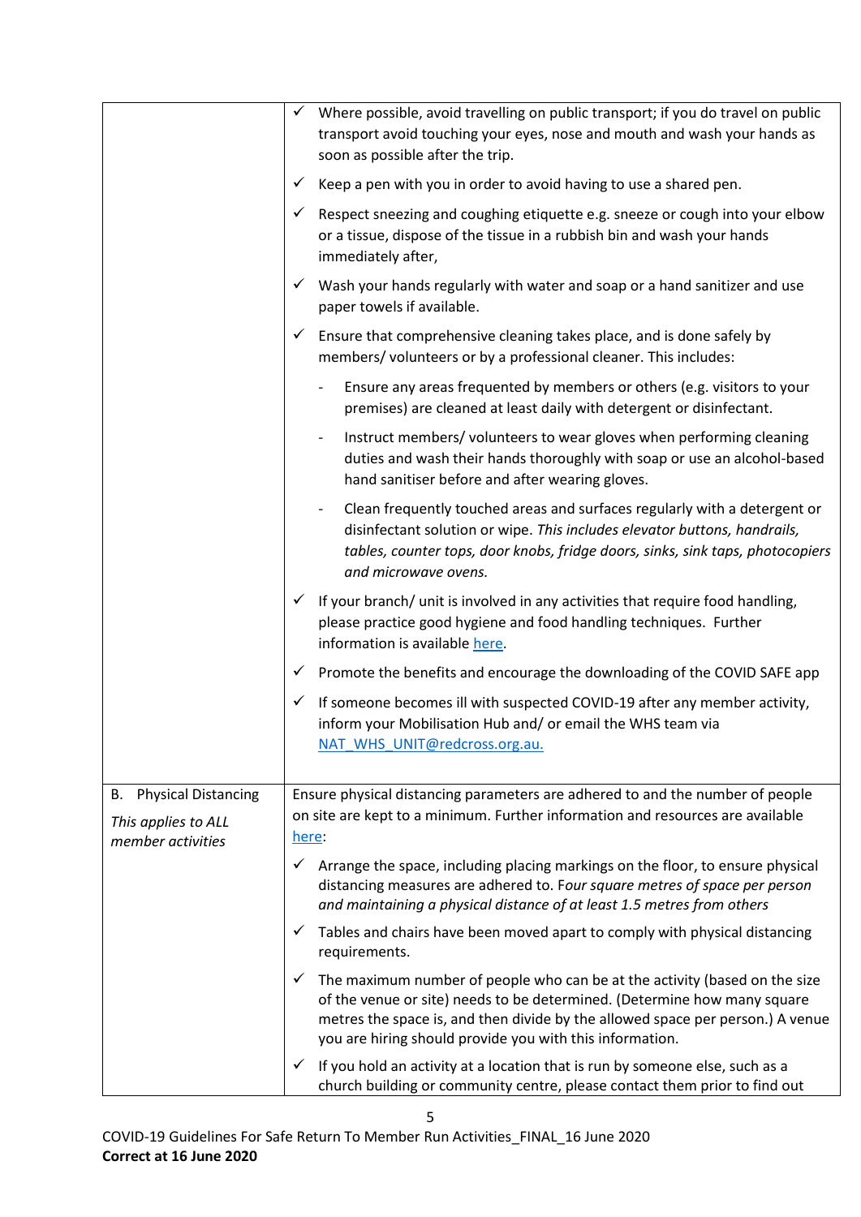| | |
|---|---|
| | ✓ Where possible, avoid travelling on public transport; if you do travel on public transport avoid touching your eyes, nose and mouth and wash your hands as soon as possible after the trip.<br><br>✓ Keep a pen with you in order to avoid having to use a shared pen.<br><br>✓ Respect sneezing and coughing etiquette e.g. sneeze or cough into your elbow or a tissue, dispose of the tissue in a rubbish bin and wash your hands immediately after,<br><br>✓ Wash your hands regularly with water and soap or a hand sanitizer and use paper towels if available.<br><br>✓ Ensure that comprehensive cleaning takes place, and is done safely by members/ volunteers or by a professional cleaner. This includes:<br><br>- Ensure any areas frequented by members or others (e.g. visitors to your premises) are cleaned at least daily with detergent or disinfectant.<br><br>- Instruct members/ volunteers to wear gloves when performing cleaning duties and wash their hands thoroughly with soap or use an alcohol-based hand sanitiser before and after wearing gloves.<br><br>- Clean frequently touched areas and surfaces regularly with a detergent or disinfectant solution or wipe. *This includes elevator buttons, handrails, tables, counter tops, door knobs, fridge doors, sinks, sink taps, photocopiers and microwave ovens.*<br><br>✓ If your branch/ unit is involved in any activities that require food handling, please practice good hygiene and food handling techniques. Further information is available [here](here).<br><br>✓ Promote the benefits and encourage the downloading of the COVID SAFE app<br><br>✓ If someone becomes ill with suspected COVID-19 after any member activity, inform your Mobilisation Hub and/ or email the WHS team via [NAT_WHS_UNIT@redcross.org.au.](mailto:NAT_WHS_UNIT@redcross.org.au) |
| B. Physical Distancing<br><br>*This applies to ALL member activities* | Ensure physical distancing parameters are adhered to and the number of people on site are kept to a minimum. Further information and resources are available [here](here):<br><br>✓ Arrange the space, including placing markings on the floor, to ensure physical distancing measures are adhered to. F*our square metres of space per person and maintaining a physical distance of at least 1.5 metres from others*<br><br>✓ Tables and chairs have been moved apart to comply with physical distancing requirements.<br><br>✓ The maximum number of people who can be at the activity (based on the size of the venue or site) needs to be determined. (Determine how many square metres the space is, and then divide by the allowed space per person.) A venue you are hiring should provide you with this information.<br><br>✓ If you hold an activity at a location that is run by someone else, such as a church building or community centre, please contact them prior to find out |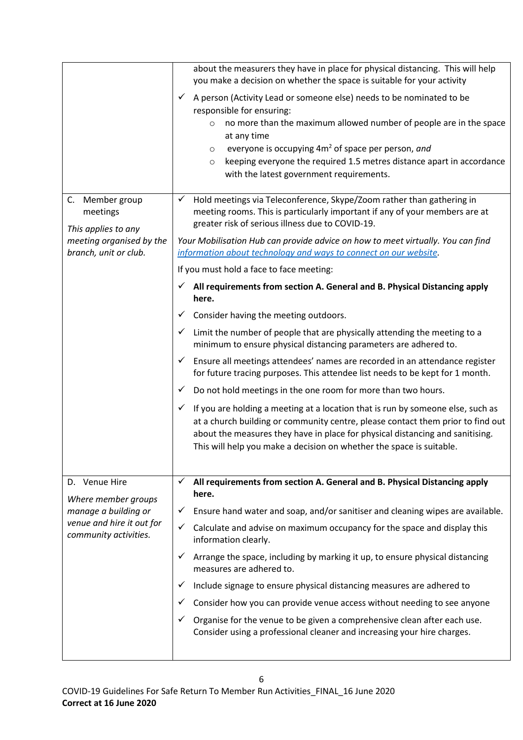| | |
|---|---|
| | about the measurers they have in place for physical distancing. This will help you make a decision on whether the space is suitable for your activity<br>✓ A person (Activity Lead or someone else) needs to be nominated to be responsible for ensuring:<br>○ no more than the maximum allowed number of people are in the space at any time<br>○ everyone is occupying 4m² of space per person, *and*<br>○ keeping everyone the required 1.5 metres distance apart in accordance with the latest government requirements. |
| C. Member group meetings<br>*This applies to any meeting organised by the branch, unit or club.* | ✓ Hold meetings via Teleconference, Skype/Zoom rather than gathering in meeting rooms. This is particularly important if any of your members are at greater risk of serious illness due to COVID-19.<br>*Your Mobilisation Hub can provide advice on how to meet virtually. You can find [information about technology and ways to connect on our website](#).*<br>If you must hold a face to face meeting:<br>✓ **All requirements from section A. General and B. Physical Distancing apply here.**<br>✓ Consider having the meeting outdoors.<br>✓ Limit the number of people that are physically attending the meeting to a minimum to ensure physical distancing parameters are adhered to.<br>✓ Ensure all meetings attendees' names are recorded in an attendance register for future tracing purposes. This attendee list needs to be kept for 1 month.<br>✓ Do not hold meetings in the one room for more than two hours.<br>✓ If you are holding a meeting at a location that is run by someone else, such as at a church building or community centre, please contact them prior to find out about the measures they have in place for physical distancing and sanitising. This will help you make a decision on whether the space is suitable. |
| D. Venue Hire<br>*Where member groups manage a building or venue and hire it out for community activities.* | ✓ **All requirements from section A. General and B. Physical Distancing apply here.**<br>✓ Ensure hand water and soap, and/or sanitiser and cleaning wipes are available.<br>✓ Calculate and advise on maximum occupancy for the space and display this information clearly.<br>✓ Arrange the space, including by marking it up, to ensure physical distancing measures are adhered to.<br>✓ Include signage to ensure physical distancing measures are adhered to<br>✓ Consider how you can provide venue access without needing to see anyone<br>✓ Organise for the venue to be given a comprehensive clean after each use. Consider using a professional cleaner and increasing your hire charges. |

COVID-19 Guidelines For Safe Return To Member Run Activities_FINAL_16 June 2020
**Correct at 16 June 2020**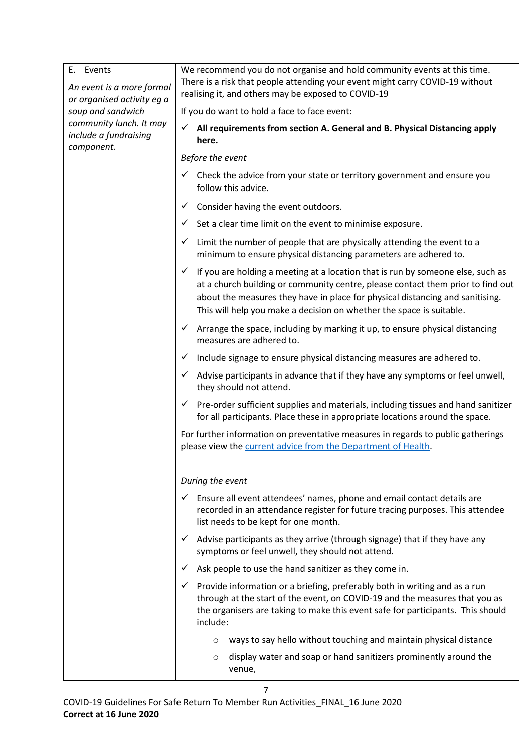| E. Events<br><br>*An event is a more formal or organised activity eg a soup and sandwich community lunch. It may include a fundraising component.* | We recommend you do not organise and hold community events at this time. There is a risk that people attending your event might carry COVID-19 without realising it, and others may be exposed to COVID-19<br><br>If you do want to hold a face to face event:<br><br>✓ **All requirements from section A. General and B. Physical Distancing apply here.**<br><br>*Before the event*<br><br>✓ Check the advice from your state or territory government and ensure you follow this advice.<br><br>✓ Consider having the event outdoors.<br><br>✓ Set a clear time limit on the event to minimise exposure.<br><br>✓ Limit the number of people that are physically attending the event to a minimum to ensure physical distancing parameters are adhered to.<br><br>✓ If you are holding a meeting at a location that is run by someone else, such as at a church building or community centre, please contact them prior to find out about the measures they have in place for physical distancing and sanitising. This will help you make a decision on whether the space is suitable.<br><br>✓ Arrange the space, including by marking it up, to ensure physical distancing measures are adhered to.<br><br>✓ Include signage to ensure physical distancing measures are adhered to.<br><br>✓ Advise participants in advance that if they have any symptoms or feel unwell, they should not attend.<br><br>✓ Pre-order sufficient supplies and materials, including tissues and hand sanitizer for all participants. Place these in appropriate locations around the space.<br><br>For further information on preventative measures in regards to public gatherings please view the current advice from the Department of Health.<br><br>*During the event*<br><br>✓ Ensure all event attendees' names, phone and email contact details are recorded in an attendance register for future tracing purposes. This attendee list needs to be kept for one month.<br><br>✓ Advise participants as they arrive (through signage) that if they have any symptoms or feel unwell, they should not attend.<br><br>✓ Ask people to use the hand sanitizer as they come in.<br><br>✓ Provide information or a briefing, preferably both in writing and as a run through at the start of the event, on COVID-19 and the measures that you as the organisers are taking to make this event safe for participants. This should include:<br><br>○ ways to say hello without touching and maintain physical distance<br><br>○ display water and soap or hand sanitizers prominently around the venue, |
|---|---|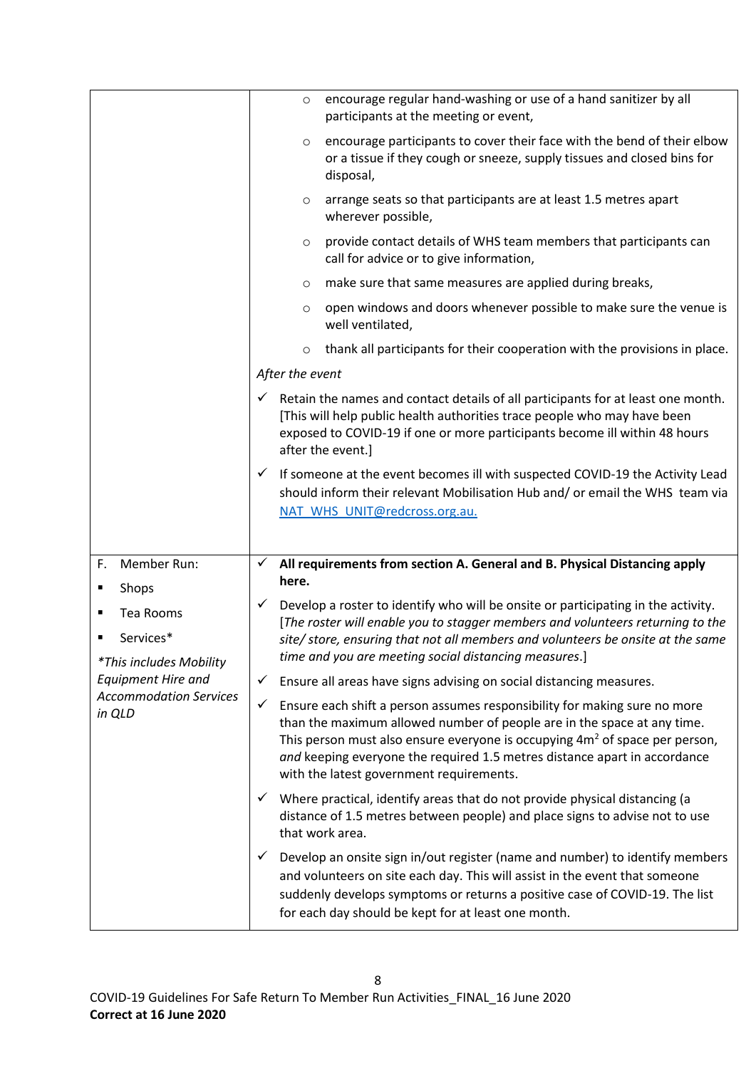| | |
|---|---|
| | ○ encourage regular hand-washing or use of a hand sanitizer by all participants at the meeting or event,<br>○ encourage participants to cover their face with the bend of their elbow or a tissue if they cough or sneeze, supply tissues and closed bins for disposal,<br>○ arrange seats so that participants are at least 1.5 metres apart wherever possible,<br>○ provide contact details of WHS team members that participants can call for advice or to give information,<br>○ make sure that same measures are applied during breaks,<br>○ open windows and doors whenever possible to make sure the venue is well ventilated,<br>○ thank all participants for their cooperation with the provisions in place.<br>*After the event*<br>✓ Retain the names and contact details of all participants for at least one month. [This will help public health authorities trace people who may have been exposed to COVID-19 if one or more participants become ill within 48 hours after the event.]<br>✓ If someone at the event becomes ill with suspected COVID-19 the Activity Lead should inform their relevant Mobilisation Hub and/ or email the WHS team via NAT_WHS_UNIT@redcross.org.au. |
| F. Member Run:<br>▪ Shops<br>▪ Tea Rooms<br>▪ Services*<br>*\*This includes Mobility Equipment Hire and Accommodation Services in QLD* | ✓ **All requirements from section A. General and B. Physical Distancing apply here.**<br>✓ Develop a roster to identify who will be onsite or participating in the activity. [*The roster will enable you to stagger members and volunteers returning to the site/ store, ensuring that not all members and volunteers be onsite at the same time and you are meeting social distancing measures*.]<br>✓ Ensure all areas have signs advising on social distancing measures.<br>✓ Ensure each shift a person assumes responsibility for making sure no more than the maximum allowed number of people are in the space at any time. This person must also ensure everyone is occupying $4m^2$ of space per person, *and* keeping everyone the required 1.5 metres distance apart in accordance with the latest government requirements.<br>✓ Where practical, identify areas that do not provide physical distancing (a distance of 1.5 metres between people) and place signs to advise not to use that work area.<br>✓ Develop an onsite sign in/out register (name and number) to identify members and volunteers on site each day. This will assist in the event that someone suddenly develops symptoms or returns a positive case of COVID-19. The list for each day should be kept for at least one month. |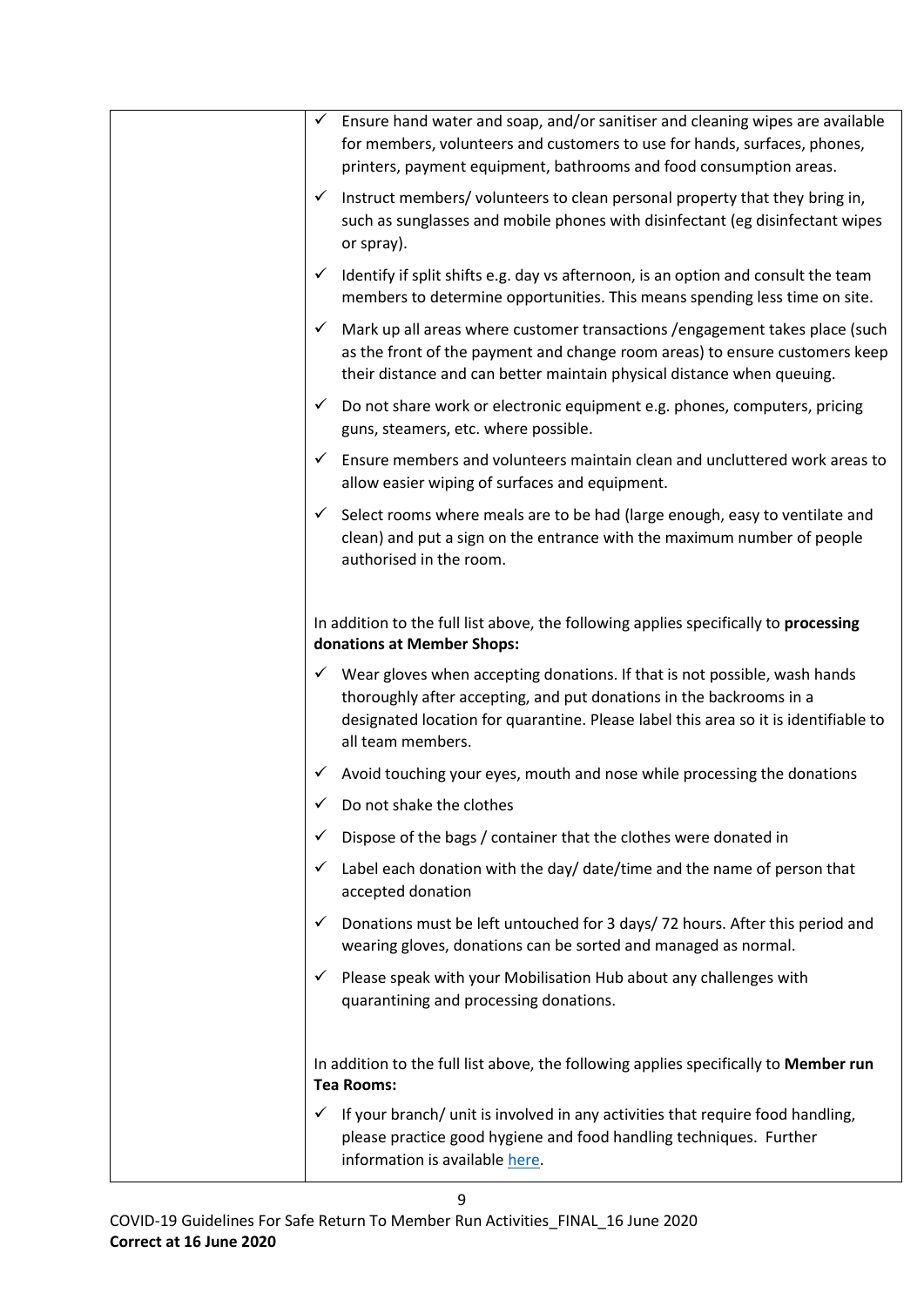| | |
|---|---|
| | ✓ Ensure hand water and soap, and/or sanitiser and cleaning wipes are available for members, volunteers and customers to use for hands, surfaces, phones, printers, payment equipment, bathrooms and food consumption areas.<br><br>✓ Instruct members/ volunteers to clean personal property that they bring in, such as sunglasses and mobile phones with disinfectant (eg disinfectant wipes or spray).<br><br>✓ Identify if split shifts e.g. day vs afternoon, is an option and consult the team members to determine opportunities. This means spending less time on site.<br><br>✓ Mark up all areas where customer transactions /engagement takes place (such as the front of the payment and change room areas) to ensure customers keep their distance and can better maintain physical distance when queuing.<br><br>✓ Do not share work or electronic equipment e.g. phones, computers, pricing guns, steamers, etc. where possible.<br><br>✓ Ensure members and volunteers maintain clean and uncluttered work areas to allow easier wiping of surfaces and equipment.<br><br>✓ Select rooms where meals are to be had (large enough, easy to ventilate and clean) and put a sign on the entrance with the maximum number of people authorised in the room.<br><br>In addition to the full list above, the following applies specifically to **processing donations at Member Shops:**<br><br>✓ Wear gloves when accepting donations. If that is not possible, wash hands thoroughly after accepting, and put donations in the backrooms in a designated location for quarantine. Please label this area so it is identifiable to all team members.<br><br>✓ Avoid touching your eyes, mouth and nose while processing the donations<br><br>✓ Do not shake the clothes<br><br>✓ Dispose of the bags / container that the clothes were donated in<br><br>✓ Label each donation with the day/ date/time and the name of person that accepted donation<br><br>✓ Donations must be left untouched for 3 days/ 72 hours. After this period and wearing gloves, donations can be sorted and managed as normal.<br><br>✓ Please speak with your Mobilisation Hub about any challenges with quarantining and processing donations.<br><br>In addition to the full list above, the following applies specifically to **Member run Tea Rooms:**<br><br>✓ If your branch/ unit is involved in any activities that require food handling, please practice good hygiene and food handling techniques. Further information is available here. |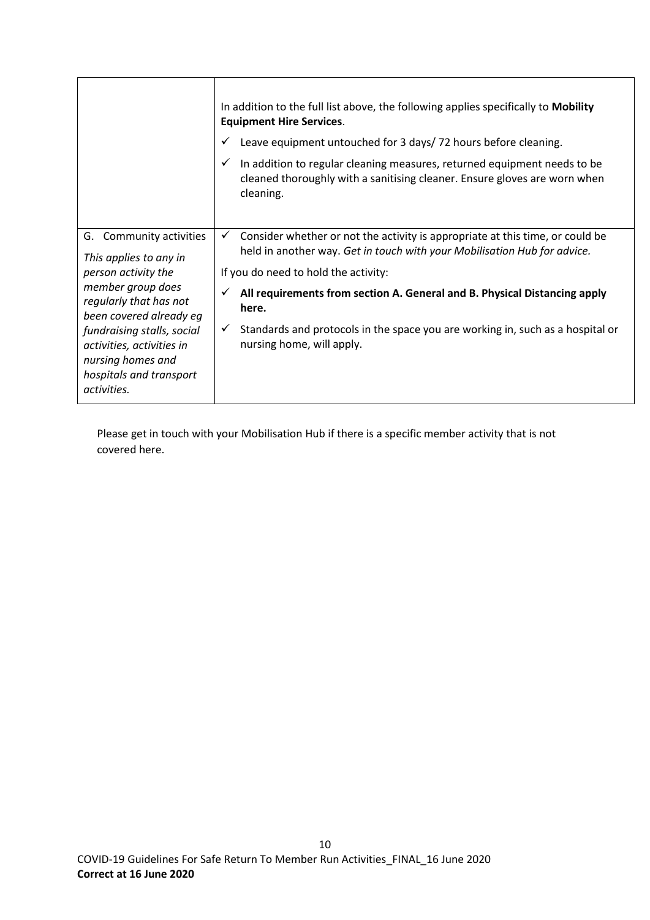| | |
|---|---|
| | In addition to the full list above, the following applies specifically to **Mobility Equipment Hire Services**.<br>✓ Leave equipment untouched for 3 days/ 72 hours before cleaning.<br>✓ In addition to regular cleaning measures, returned equipment needs to be cleaned thoroughly with a sanitising cleaner. Ensure gloves are worn when cleaning. |
| G. Community activities<br>*This applies to any in person activity the member group does regularly that has not been covered already eg fundraising stalls, social activities, activities in nursing homes and hospitals and transport activities.* | ✓ Consider whether or not the activity is appropriate at this time, or could be held in another way. *Get in touch with your Mobilisation Hub for advice.*<br>If you do need to hold the activity:<br>✓ **All requirements from section A. General and B. Physical Distancing apply here.**<br>✓ Standards and protocols in the space you are working in, such as a hospital or nursing home, will apply. |

Please get in touch with your Mobilisation Hub if there is a specific member activity that is not covered here.